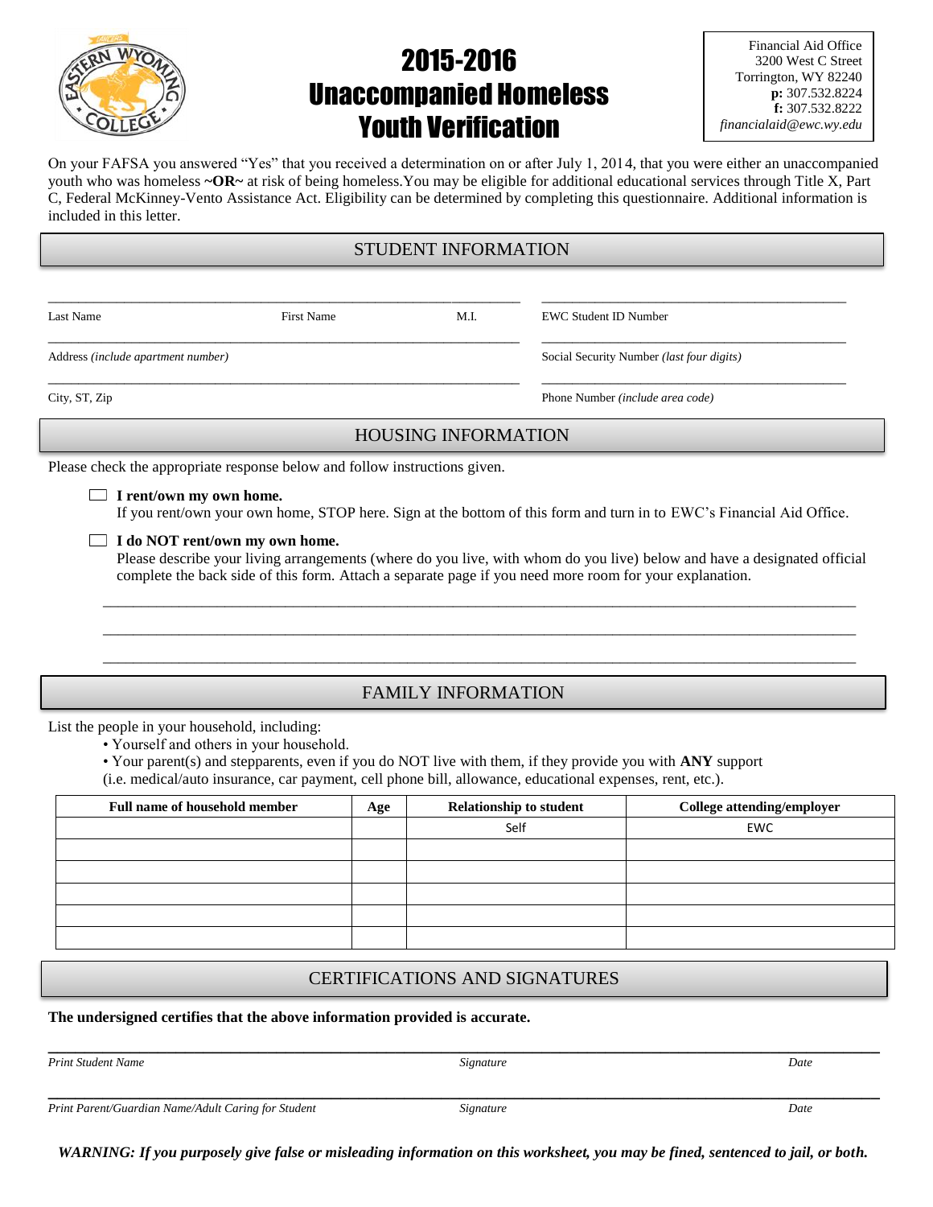# 2015-2016 Unaccompanied Homeless Youth Verification

Financial Aid Office
3200 West C Street
Torrington, WY 82240
**p:** 307.532.8224
**f:** 307.532.8222
*financialaid@ewc.wy.edu*

On your FAFSA you answered "Yes" that you received a determination on or after July 1, 2014, that you were either an unaccompanied youth who was homeless **~OR~** at risk of being homeless.You may be eligible for additional educational services through Title X, Part C, Federal McKinney-Vento Assistance Act. Eligibility can be determined by completing this questionnaire. Additional information is included in this letter.

## STUDENT INFORMATION

\_\_\_\_\_\_\_\_\_\_\_\_\_\_\_\_\_\_\_\_\_\_\_\_\_\_\_\_\_\_\_\_\_\_\_\_\_\_\_\_\_\_\_\_\_\_\_\_\_\_
Last Name First Name M.I.

\_\_\_\_\_\_\_\_\_\_\_\_\_\_\_\_\_\_\_\_\_\_\_\_\_\_\_\_\_\_\_\_
EWC Student ID Number

\_\_\_\_\_\_\_\_\_\_\_\_\_\_\_\_\_\_\_\_\_\_\_\_\_\_\_\_\_\_\_\_\_\_\_\_\_\_\_\_\_\_\_\_\_\_\_\_\_\_
Address *(include apartment number)*

\_\_\_\_\_\_\_\_\_\_\_\_\_\_\_\_\_\_\_\_\_\_\_\_\_\_\_\_\_\_\_\_
Social Security Number *(last four digits)*

\_\_\_\_\_\_\_\_\_\_\_\_\_\_\_\_\_\_\_\_\_\_\_\_\_\_\_\_\_\_\_\_\_\_\_\_\_\_\_\_\_\_\_\_\_\_\_\_\_\_
City, ST, Zip

\_\_\_\_\_\_\_\_\_\_\_\_\_\_\_\_\_\_\_\_\_\_\_\_\_\_\_\_\_\_\_\_
Phone Number *(include area code)*

## HOUSING INFORMATION

Please check the appropriate response below and follow instructions given.

- ☐ **I rent/own my own home.**
  If you rent/own your own home, STOP here. Sign at the bottom of this form and turn in to EWC's Financial Aid Office.
- ☐ **I do NOT rent/own my own home.**
  Please describe your living arrangements (where do you live, with whom do you live) below and have a designated official complete the back side of this form. Attach a separate page if you need more room for your explanation.

\_\_\_\_\_\_\_\_\_\_\_\_\_\_\_\_\_\_\_\_\_\_\_\_\_\_\_\_\_\_\_\_\_\_\_\_\_\_\_\_\_\_\_\_\_\_\_\_\_\_\_\_\_\_\_\_\_\_\_\_\_\_\_\_\_\_\_\_\_\_

\_\_\_\_\_\_\_\_\_\_\_\_\_\_\_\_\_\_\_\_\_\_\_\_\_\_\_\_\_\_\_\_\_\_\_\_\_\_\_\_\_\_\_\_\_\_\_\_\_\_\_\_\_\_\_\_\_\_\_\_\_\_\_\_\_\_\_\_\_\_

\_\_\_\_\_\_\_\_\_\_\_\_\_\_\_\_\_\_\_\_\_\_\_\_\_\_\_\_\_\_\_\_\_\_\_\_\_\_\_\_\_\_\_\_\_\_\_\_\_\_\_\_\_\_\_\_\_\_\_\_\_\_\_\_\_\_\_\_\_\_

## FAMILY INFORMATION

List the people in your household, including:

- Yourself and others in your household.
- Your parent(s) and stepparents, even if you do NOT live with them, if they provide you with **ANY** support (i.e. medical/auto insurance, car payment, cell phone bill, allowance, educational expenses, rent, etc.).

| Full name of household member | Age | Relationship to student | College attending/employer |
|---|---|---|---|
| | | Self | EWC |
| | | | |
| | | | |
| | | | |
| | | | |
| | | | |

## CERTIFICATIONS AND SIGNATURES

**The undersigned certifies that the above information provided is accurate.**

\_\_\_\_\_\_\_\_\_\_\_\_\_\_\_\_\_\_\_\_\_\_\_\_\_\_\_\_\_\_\_\_\_\_\_\_\_\_\_\_\_\_\_\_\_\_\_\_\_\_\_\_\_\_\_\_\_\_\_\_\_\_\_\_\_\_\_\_\_\_
*Print Student Name* *Signature* *Date*

\_\_\_\_\_\_\_\_\_\_\_\_\_\_\_\_\_\_\_\_\_\_\_\_\_\_\_\_\_\_\_\_\_\_\_\_\_\_\_\_\_\_\_\_\_\_\_\_\_\_\_\_\_\_\_\_\_\_\_\_\_\_\_\_\_\_\_\_\_\_
*Print Parent/Guardian Name/Adult Caring for Student* *Signature* *Date*

***WARNING: If you purposely give false or misleading information on this worksheet, you may be fined, sentenced to jail, or both.***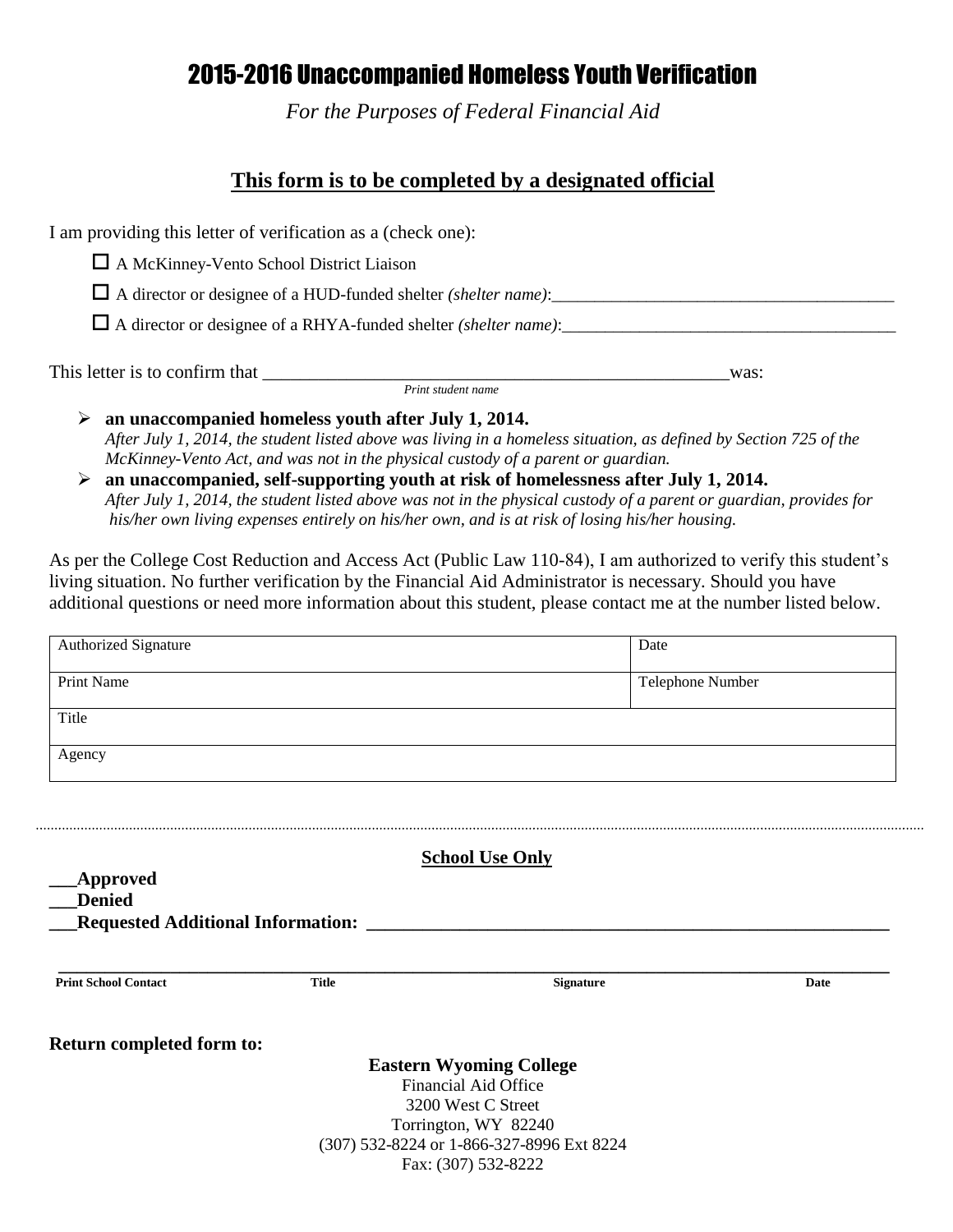# 2015-2016 Unaccompanied Homeless Youth Verification

*For the Purposes of Federal Financial Aid*

## This form is to be completed by a designated official

I am providing this letter of verification as a (check one):

☐ A McKinney-Vento School District Liaison

☐ A director or designee of a HUD-funded shelter *(shelter name)*:________________________________________

☐ A director or designee of a RHYA-funded shelter *(shelter name)*:_______________________________________

This letter is to confirm that ___________________________________________________was:
*Print student name*

- **an unaccompanied homeless youth after July 1, 2014.**
  *After July 1, 2014, the student listed above was living in a homeless situation, as defined by Section 725 of the McKinney-Vento Act, and was not in the physical custody of a parent or guardian.*
- **an unaccompanied, self-supporting youth at risk of homelessness after July 1, 2014.**
  *After July 1, 2014, the student listed above was not in the physical custody of a parent or guardian, provides for his/her own living expenses entirely on his/her own, and is at risk of losing his/her housing.*

As per the College Cost Reduction and Access Act (Public Law 110-84), I am authorized to verify this student's living situation. No further verification by the Financial Aid Administrator is necessary. Should you have additional questions or need more information about this student, please contact me at the number listed below.

| Authorized Signature | Date |
|---|---|
| Print Name | Telephone Number |
| Title | |
| Agency | |

---

**School Use Only**

**___Approved**
**___Denied**
**___Requested Additional Information: ________________________________________________________**

______________________________________________________________________________________
**Print School Contact** | **Title** | **Signature** | **Date**

**Return completed form to:**

**Eastern Wyoming College**
Financial Aid Office
3200 West C Street
Torrington, WY 82240
(307) 532-8224 or 1-866-327-8996 Ext 8224
Fax: (307) 532-8222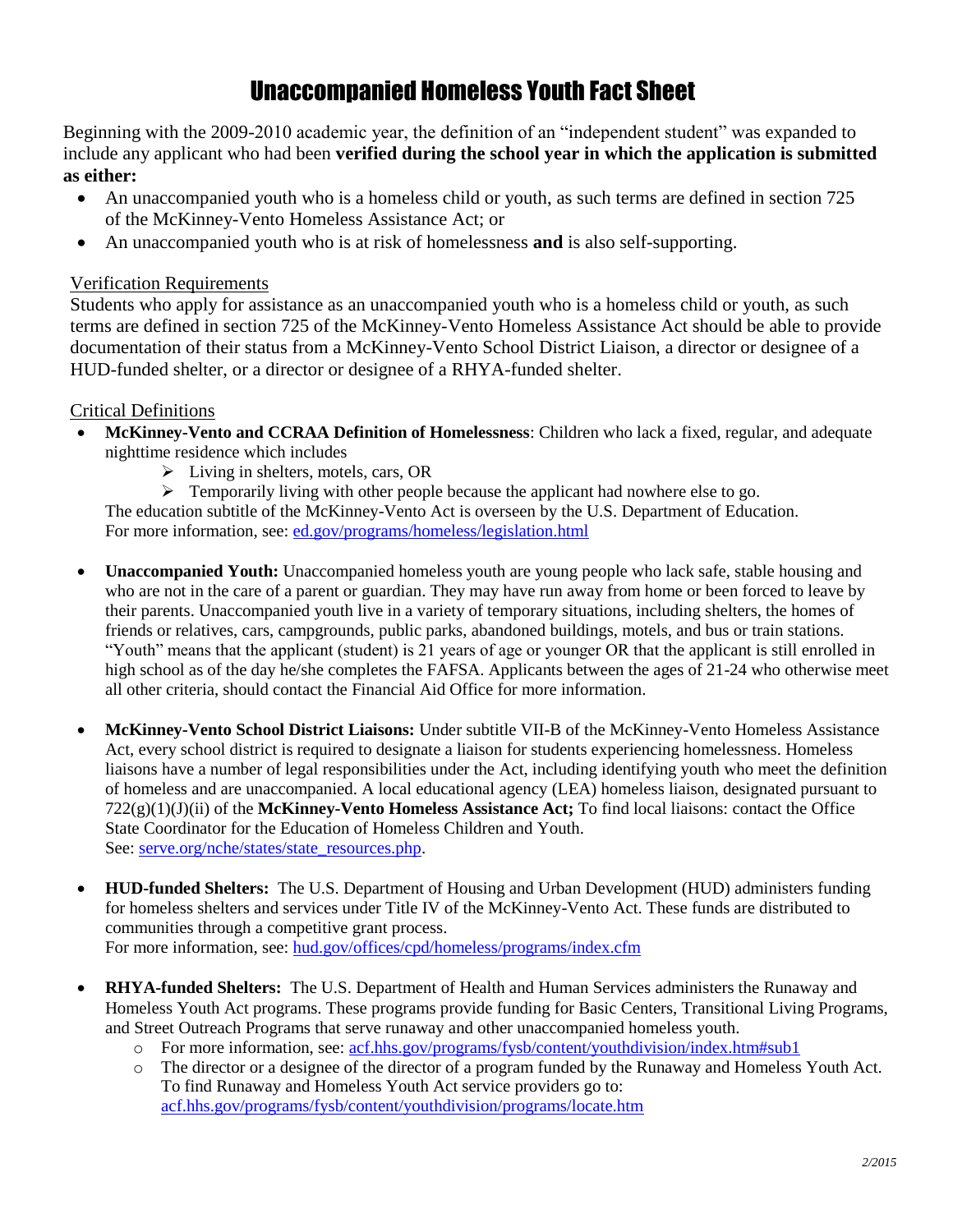# Unaccompanied Homeless Youth Fact Sheet

Beginning with the 2009-2010 academic year, the definition of an "independent student" was expanded to include any applicant who had been **verified during the school year in which the application is submitted as either:**

- An unaccompanied youth who is a homeless child or youth, as such terms are defined in section 725 of the McKinney-Vento Homeless Assistance Act; or
- An unaccompanied youth who is at risk of homelessness **and** is also self-supporting.

## Verification Requirements

Students who apply for assistance as an unaccompanied youth who is a homeless child or youth, as such terms are defined in section 725 of the McKinney-Vento Homeless Assistance Act should be able to provide documentation of their status from a McKinney-Vento School District Liaison, a director or designee of a HUD-funded shelter, or a director or designee of a RHYA-funded shelter.

## Critical Definitions

- **McKinney-Vento and CCRAA Definition of Homelessness**: Children who lack a fixed, regular, and adequate nighttime residence which includes
  - Living in shelters, motels, cars, OR
  - Temporarily living with other people because the applicant had nowhere else to go.

  The education subtitle of the McKinney-Vento Act is overseen by the U.S. Department of Education.
  For more information, see: ed.gov/programs/homeless/legislation.html

- **Unaccompanied Youth:** Unaccompanied homeless youth are young people who lack safe, stable housing and who are not in the care of a parent or guardian. They may have run away from home or been forced to leave by their parents. Unaccompanied youth live in a variety of temporary situations, including shelters, the homes of friends or relatives, cars, campgrounds, public parks, abandoned buildings, motels, and bus or train stations. "Youth" means that the applicant (student) is 21 years of age or younger OR that the applicant is still enrolled in high school as of the day he/she completes the FAFSA. Applicants between the ages of 21-24 who otherwise meet all other criteria, should contact the Financial Aid Office for more information.

- **McKinney-Vento School District Liaisons:** Under subtitle VII-B of the McKinney-Vento Homeless Assistance Act, every school district is required to designate a liaison for students experiencing homelessness. Homeless liaisons have a number of legal responsibilities under the Act, including identifying youth who meet the definition of homeless and are unaccompanied. A local educational agency (LEA) homeless liaison, designated pursuant to 722(g)(1)(J)(ii) of the **McKinney-Vento Homeless Assistance Act;** To find local liaisons: contact the Office State Coordinator for the Education of Homeless Children and Youth.
  See: serve.org/nche/states/state_resources.php.

- **HUD-funded Shelters:** The U.S. Department of Housing and Urban Development (HUD) administers funding for homeless shelters and services under Title IV of the McKinney-Vento Act. These funds are distributed to communities through a competitive grant process.
  For more information, see: hud.gov/offices/cpd/homeless/programs/index.cfm

- **RHYA-funded Shelters:** The U.S. Department of Health and Human Services administers the Runaway and Homeless Youth Act programs. These programs provide funding for Basic Centers, Transitional Living Programs, and Street Outreach Programs that serve runaway and other unaccompanied homeless youth.
  - For more information, see: acf.hhs.gov/programs/fysb/content/youthdivision/index.htm#sub1
  - The director or a designee of the director of a program funded by the Runaway and Homeless Youth Act. To find Runaway and Homeless Youth Act service providers go to: acf.hhs.gov/programs/fysb/content/youthdivision/programs/locate.htm

*2/2015*